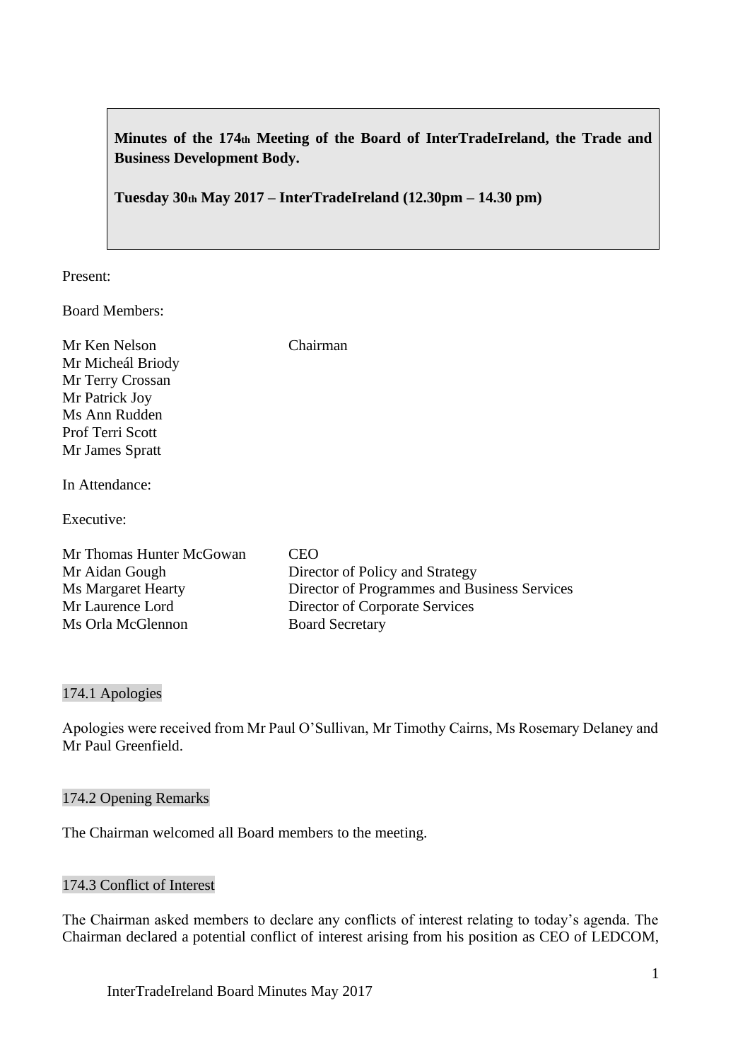**Minutes of the 174th Meeting of the Board of InterTradeIreland, the Trade and Business Development Body.**

**Tuesday 30th May 2017 – InterTradeIreland (12.30pm – 14.30 pm)**

Present:

Board Members:

| | |
|---|---|
| Mr Ken Nelson | Chairman |
| Mr Micheál Briody | |
| Mr Terry Crossan | |
| Mr Patrick Joy | |
| Ms Ann Rudden | |
| Prof Terri Scott | |
| Mr James Spratt | |

In Attendance:

Executive:

| | |
|---|---|
| Mr Thomas Hunter McGowan | CEO |
| Mr Aidan Gough | Director of Policy and Strategy |
| Ms Margaret Hearty | Director of Programmes and Business Services |
| Mr Laurence Lord | Director of Corporate Services |
| Ms Orla McGlennon | Board Secretary |

## 174.1 Apologies

Apologies were received from Mr Paul O'Sullivan, Mr Timothy Cairns, Ms Rosemary Delaney and Mr Paul Greenfield.

## 174.2 Opening Remarks

The Chairman welcomed all Board members to the meeting.

## 174.3 Conflict of Interest

The Chairman asked members to declare any conflicts of interest relating to today's agenda. The Chairman declared a potential conflict of interest arising from his position as CEO of LEDCOM,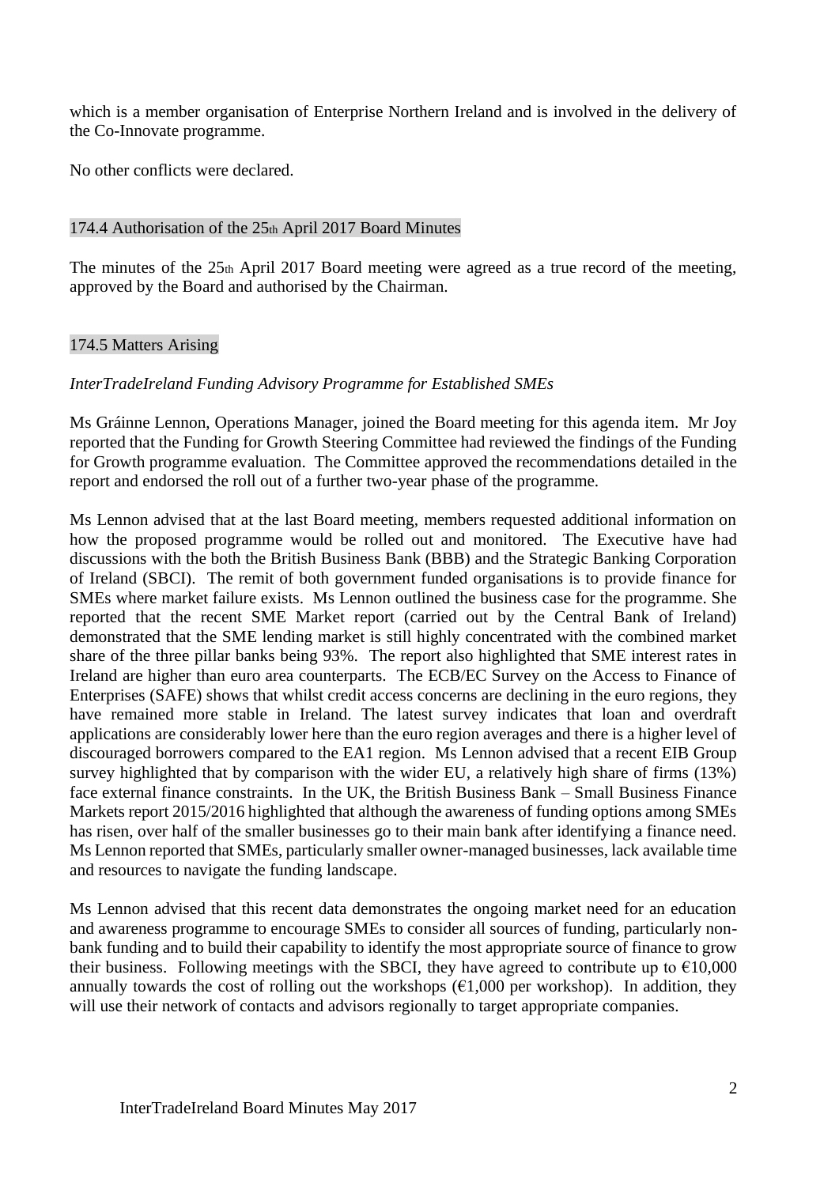which is a member organisation of Enterprise Northern Ireland and is involved in the delivery of the Co-Innovate programme.

No other conflicts were declared.

## 174.4 Authorisation of the 25th April 2017 Board Minutes

The minutes of the 25th April 2017 Board meeting were agreed as a true record of the meeting, approved by the Board and authorised by the Chairman.

## 174.5 Matters Arising

*InterTradeIreland Funding Advisory Programme for Established SMEs*

Ms Gráinne Lennon, Operations Manager, joined the Board meeting for this agenda item. Mr Joy reported that the Funding for Growth Steering Committee had reviewed the findings of the Funding for Growth programme evaluation. The Committee approved the recommendations detailed in the report and endorsed the roll out of a further two-year phase of the programme.

Ms Lennon advised that at the last Board meeting, members requested additional information on how the proposed programme would be rolled out and monitored. The Executive have had discussions with the both the British Business Bank (BBB) and the Strategic Banking Corporation of Ireland (SBCI). The remit of both government funded organisations is to provide finance for SMEs where market failure exists. Ms Lennon outlined the business case for the programme. She reported that the recent SME Market report (carried out by the Central Bank of Ireland) demonstrated that the SME lending market is still highly concentrated with the combined market share of the three pillar banks being 93%. The report also highlighted that SME interest rates in Ireland are higher than euro area counterparts. The ECB/EC Survey on the Access to Finance of Enterprises (SAFE) shows that whilst credit access concerns are declining in the euro regions, they have remained more stable in Ireland. The latest survey indicates that loan and overdraft applications are considerably lower here than the euro region averages and there is a higher level of discouraged borrowers compared to the EA1 region. Ms Lennon advised that a recent EIB Group survey highlighted that by comparison with the wider EU, a relatively high share of firms (13%) face external finance constraints. In the UK, the British Business Bank – Small Business Finance Markets report 2015/2016 highlighted that although the awareness of funding options among SMEs has risen, over half of the smaller businesses go to their main bank after identifying a finance need. Ms Lennon reported that SMEs, particularly smaller owner-managed businesses, lack available time and resources to navigate the funding landscape.

Ms Lennon advised that this recent data demonstrates the ongoing market need for an education and awareness programme to encourage SMEs to consider all sources of funding, particularly non-bank funding and to build their capability to identify the most appropriate source of finance to grow their business. Following meetings with the SBCI, they have agreed to contribute up to €10,000 annually towards the cost of rolling out the workshops (€1,000 per workshop). In addition, they will use their network of contacts and advisors regionally to target appropriate companies.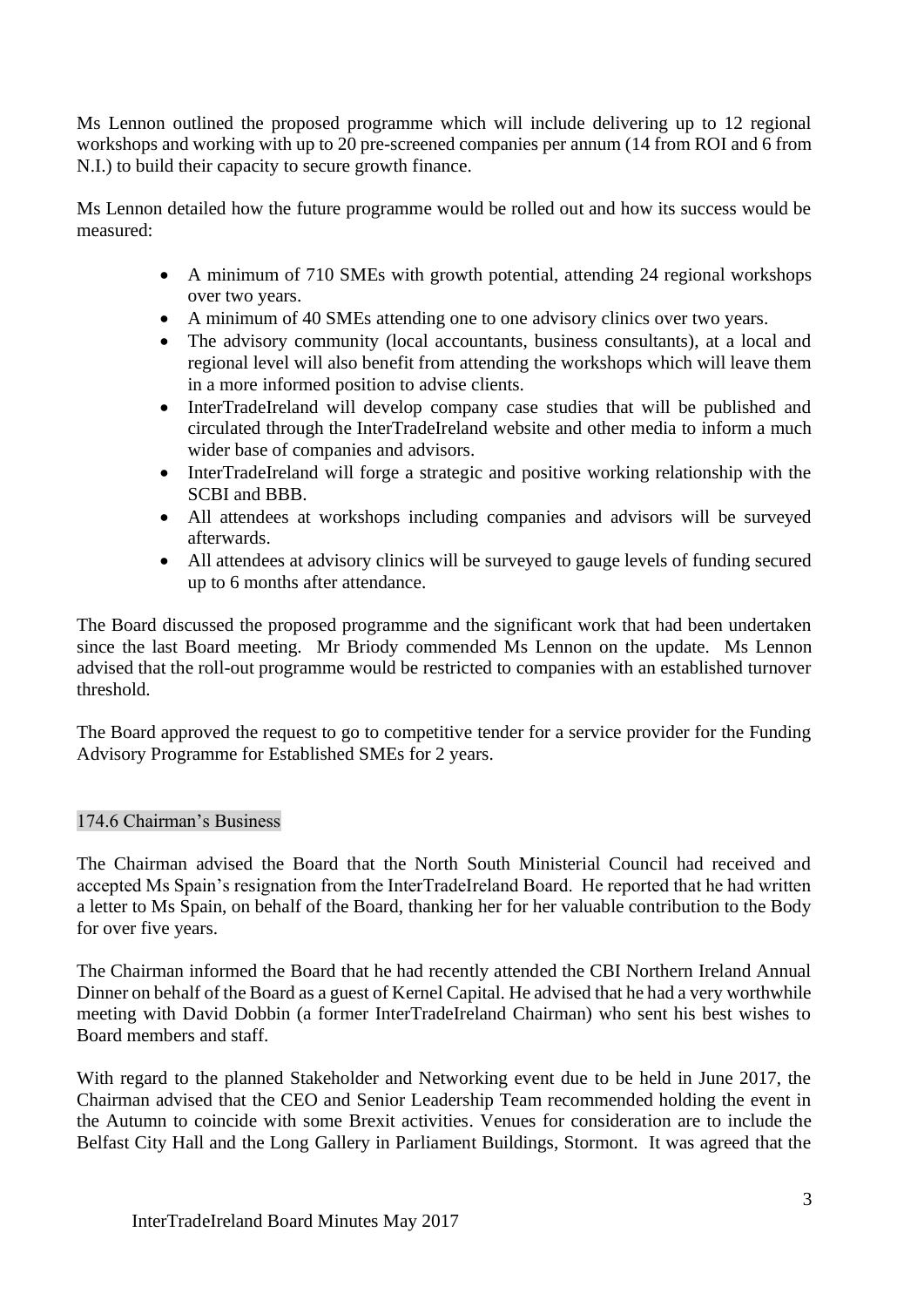Ms Lennon outlined the proposed programme which will include delivering up to 12 regional workshops and working with up to 20 pre-screened companies per annum (14 from ROI and 6 from N.I.) to build their capacity to secure growth finance.

Ms Lennon detailed how the future programme would be rolled out and how its success would be measured:

- A minimum of 710 SMEs with growth potential, attending 24 regional workshops over two years.
- A minimum of 40 SMEs attending one to one advisory clinics over two years.
- The advisory community (local accountants, business consultants), at a local and regional level will also benefit from attending the workshops which will leave them in a more informed position to advise clients.
- InterTradeIreland will develop company case studies that will be published and circulated through the InterTradeIreland website and other media to inform a much wider base of companies and advisors.
- InterTradeIreland will forge a strategic and positive working relationship with the SCBI and BBB.
- All attendees at workshops including companies and advisors will be surveyed afterwards.
- All attendees at advisory clinics will be surveyed to gauge levels of funding secured up to 6 months after attendance.

The Board discussed the proposed programme and the significant work that had been undertaken since the last Board meeting. Mr Briody commended Ms Lennon on the update. Ms Lennon advised that the roll-out programme would be restricted to companies with an established turnover threshold.

The Board approved the request to go to competitive tender for a service provider for the Funding Advisory Programme for Established SMEs for 2 years.

## 174.6 Chairman's Business

The Chairman advised the Board that the North South Ministerial Council had received and accepted Ms Spain's resignation from the InterTradeIreland Board. He reported that he had written a letter to Ms Spain, on behalf of the Board, thanking her for her valuable contribution to the Body for over five years.

The Chairman informed the Board that he had recently attended the CBI Northern Ireland Annual Dinner on behalf of the Board as a guest of Kernel Capital. He advised that he had a very worthwhile meeting with David Dobbin (a former InterTradeIreland Chairman) who sent his best wishes to Board members and staff.

With regard to the planned Stakeholder and Networking event due to be held in June 2017, the Chairman advised that the CEO and Senior Leadership Team recommended holding the event in the Autumn to coincide with some Brexit activities. Venues for consideration are to include the Belfast City Hall and the Long Gallery in Parliament Buildings, Stormont. It was agreed that the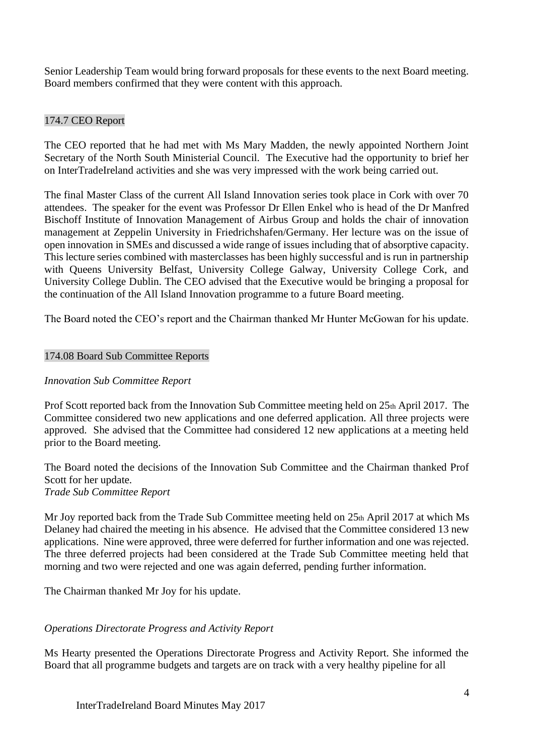Senior Leadership Team would bring forward proposals for these events to the next Board meeting. Board members confirmed that they were content with this approach.

## 174.7 CEO Report

The CEO reported that he had met with Ms Mary Madden, the newly appointed Northern Joint Secretary of the North South Ministerial Council. The Executive had the opportunity to brief her on InterTradeIreland activities and she was very impressed with the work being carried out.

The final Master Class of the current All Island Innovation series took place in Cork with over 70 attendees. The speaker for the event was Professor Dr Ellen Enkel who is head of the Dr Manfred Bischoff Institute of Innovation Management of Airbus Group and holds the chair of innovation management at Zeppelin University in Friedrichshafen/Germany. Her lecture was on the issue of open innovation in SMEs and discussed a wide range of issues including that of absorptive capacity. This lecture series combined with masterclasses has been highly successful and is run in partnership with Queens University Belfast, University College Galway, University College Cork, and University College Dublin. The CEO advised that the Executive would be bringing a proposal for the continuation of the All Island Innovation programme to a future Board meeting.

The Board noted the CEO's report and the Chairman thanked Mr Hunter McGowan for his update.

## 174.08 Board Sub Committee Reports

*Innovation Sub Committee Report*

Prof Scott reported back from the Innovation Sub Committee meeting held on 25th April 2017. The Committee considered two new applications and one deferred application. All three projects were approved. She advised that the Committee had considered 12 new applications at a meeting held prior to the Board meeting.

The Board noted the decisions of the Innovation Sub Committee and the Chairman thanked Prof Scott for her update.

*Trade Sub Committee Report*

Mr Joy reported back from the Trade Sub Committee meeting held on 25th April 2017 at which Ms Delaney had chaired the meeting in his absence. He advised that the Committee considered 13 new applications. Nine were approved, three were deferred for further information and one was rejected. The three deferred projects had been considered at the Trade Sub Committee meeting held that morning and two were rejected and one was again deferred, pending further information.

The Chairman thanked Mr Joy for his update.

*Operations Directorate Progress and Activity Report*

Ms Hearty presented the Operations Directorate Progress and Activity Report. She informed the Board that all programme budgets and targets are on track with a very healthy pipeline for all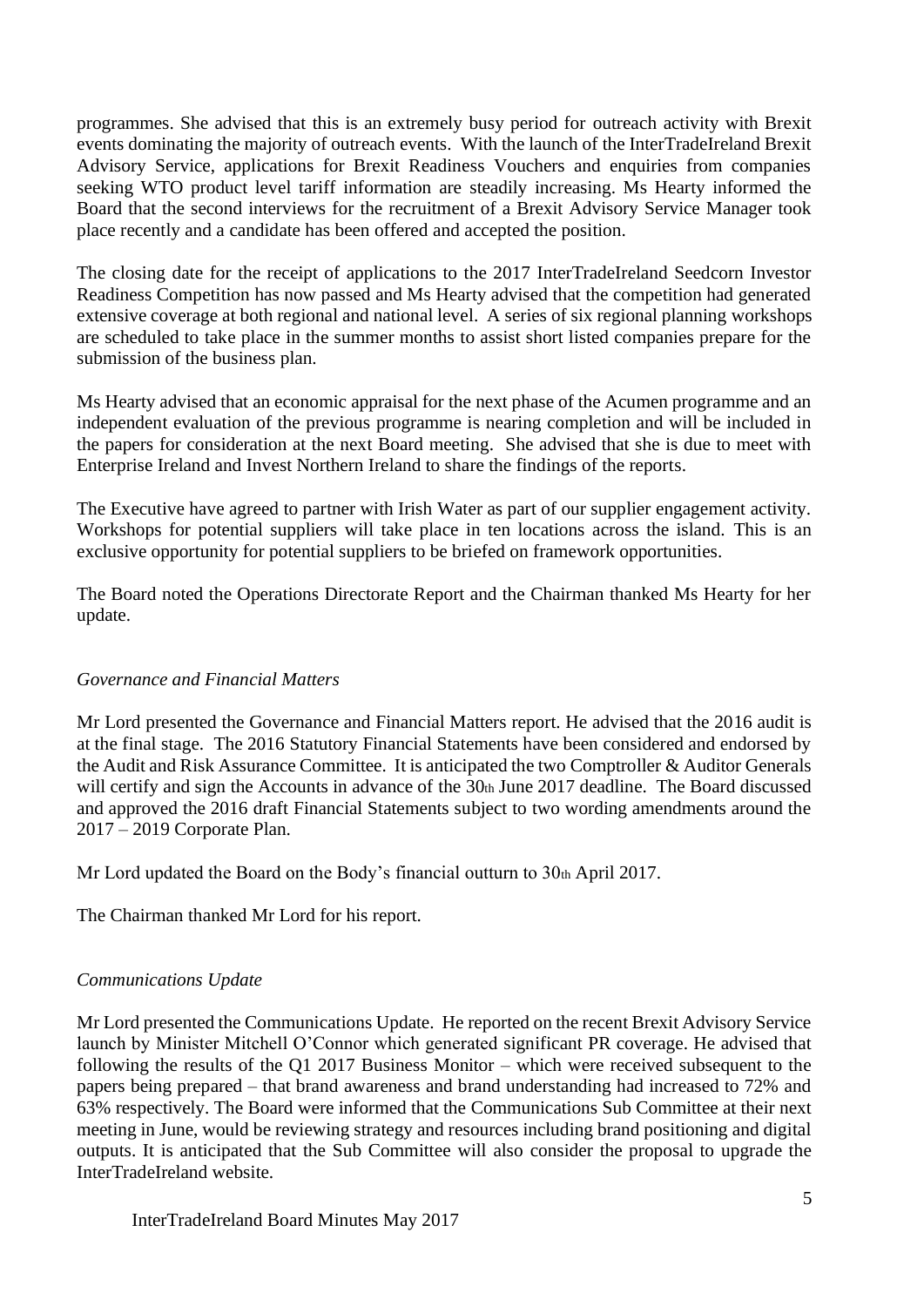programmes. She advised that this is an extremely busy period for outreach activity with Brexit events dominating the majority of outreach events. With the launch of the InterTradeIreland Brexit Advisory Service, applications for Brexit Readiness Vouchers and enquiries from companies seeking WTO product level tariff information are steadily increasing. Ms Hearty informed the Board that the second interviews for the recruitment of a Brexit Advisory Service Manager took place recently and a candidate has been offered and accepted the position.

The closing date for the receipt of applications to the 2017 InterTradeIreland Seedcorn Investor Readiness Competition has now passed and Ms Hearty advised that the competition had generated extensive coverage at both regional and national level. A series of six regional planning workshops are scheduled to take place in the summer months to assist short listed companies prepare for the submission of the business plan.

Ms Hearty advised that an economic appraisal for the next phase of the Acumen programme and an independent evaluation of the previous programme is nearing completion and will be included in the papers for consideration at the next Board meeting. She advised that she is due to meet with Enterprise Ireland and Invest Northern Ireland to share the findings of the reports.

The Executive have agreed to partner with Irish Water as part of our supplier engagement activity. Workshops for potential suppliers will take place in ten locations across the island. This is an exclusive opportunity for potential suppliers to be briefed on framework opportunities.

The Board noted the Operations Directorate Report and the Chairman thanked Ms Hearty for her update.

*Governance and Financial Matters*

Mr Lord presented the Governance and Financial Matters report. He advised that the 2016 audit is at the final stage. The 2016 Statutory Financial Statements have been considered and endorsed by the Audit and Risk Assurance Committee. It is anticipated the two Comptroller & Auditor Generals will certify and sign the Accounts in advance of the 30th June 2017 deadline. The Board discussed and approved the 2016 draft Financial Statements subject to two wording amendments around the 2017 – 2019 Corporate Plan.

Mr Lord updated the Board on the Body's financial outturn to 30th April 2017.

The Chairman thanked Mr Lord for his report.

*Communications Update*

Mr Lord presented the Communications Update. He reported on the recent Brexit Advisory Service launch by Minister Mitchell O'Connor which generated significant PR coverage. He advised that following the results of the Q1 2017 Business Monitor – which were received subsequent to the papers being prepared – that brand awareness and brand understanding had increased to 72% and 63% respectively. The Board were informed that the Communications Sub Committee at their next meeting in June, would be reviewing strategy and resources including brand positioning and digital outputs. It is anticipated that the Sub Committee will also consider the proposal to upgrade the InterTradeIreland website.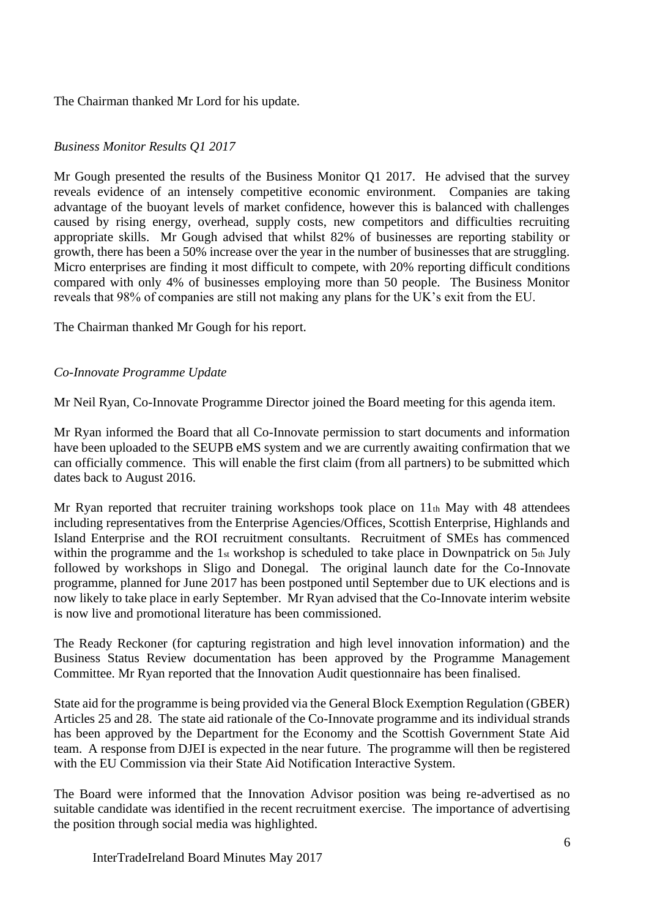The Chairman thanked Mr Lord for his update.

*Business Monitor Results Q1 2017*

Mr Gough presented the results of the Business Monitor Q1 2017. He advised that the survey reveals evidence of an intensely competitive economic environment. Companies are taking advantage of the buoyant levels of market confidence, however this is balanced with challenges caused by rising energy, overhead, supply costs, new competitors and difficulties recruiting appropriate skills. Mr Gough advised that whilst 82% of businesses are reporting stability or growth, there has been a 50% increase over the year in the number of businesses that are struggling. Micro enterprises are finding it most difficult to compete, with 20% reporting difficult conditions compared with only 4% of businesses employing more than 50 people. The Business Monitor reveals that 98% of companies are still not making any plans for the UK's exit from the EU.

The Chairman thanked Mr Gough for his report.

*Co-Innovate Programme Update*

Mr Neil Ryan, Co-Innovate Programme Director joined the Board meeting for this agenda item.

Mr Ryan informed the Board that all Co-Innovate permission to start documents and information have been uploaded to the SEUPB eMS system and we are currently awaiting confirmation that we can officially commence. This will enable the first claim (from all partners) to be submitted which dates back to August 2016.

Mr Ryan reported that recruiter training workshops took place on 11th May with 48 attendees including representatives from the Enterprise Agencies/Offices, Scottish Enterprise, Highlands and Island Enterprise and the ROI recruitment consultants. Recruitment of SMEs has commenced within the programme and the 1st workshop is scheduled to take place in Downpatrick on 5th July followed by workshops in Sligo and Donegal. The original launch date for the Co-Innovate programme, planned for June 2017 has been postponed until September due to UK elections and is now likely to take place in early September. Mr Ryan advised that the Co-Innovate interim website is now live and promotional literature has been commissioned.

The Ready Reckoner (for capturing registration and high level innovation information) and the Business Status Review documentation has been approved by the Programme Management Committee. Mr Ryan reported that the Innovation Audit questionnaire has been finalised.

State aid for the programme is being provided via the General Block Exemption Regulation (GBER) Articles 25 and 28. The state aid rationale of the Co-Innovate programme and its individual strands has been approved by the Department for the Economy and the Scottish Government State Aid team. A response from DJEI is expected in the near future. The programme will then be registered with the EU Commission via their State Aid Notification Interactive System.

The Board were informed that the Innovation Advisor position was being re-advertised as no suitable candidate was identified in the recent recruitment exercise. The importance of advertising the position through social media was highlighted.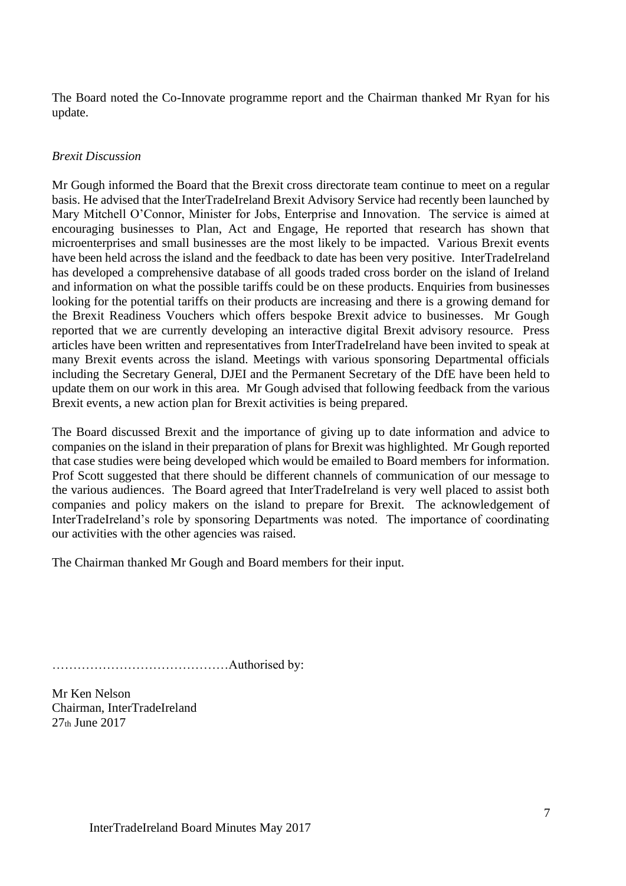The Board noted the Co-Innovate programme report and the Chairman thanked Mr Ryan for his update.

*Brexit Discussion*

Mr Gough informed the Board that the Brexit cross directorate team continue to meet on a regular basis. He advised that the InterTradeIreland Brexit Advisory Service had recently been launched by Mary Mitchell O'Connor, Minister for Jobs, Enterprise and Innovation. The service is aimed at encouraging businesses to Plan, Act and Engage, He reported that research has shown that microenterprises and small businesses are the most likely to be impacted. Various Brexit events have been held across the island and the feedback to date has been very positive. InterTradeIreland has developed a comprehensive database of all goods traded cross border on the island of Ireland and information on what the possible tariffs could be on these products. Enquiries from businesses looking for the potential tariffs on their products are increasing and there is a growing demand for the Brexit Readiness Vouchers which offers bespoke Brexit advice to businesses. Mr Gough reported that we are currently developing an interactive digital Brexit advisory resource. Press articles have been written and representatives from InterTradeIreland have been invited to speak at many Brexit events across the island. Meetings with various sponsoring Departmental officials including the Secretary General, DJEI and the Permanent Secretary of the DfE have been held to update them on our work in this area. Mr Gough advised that following feedback from the various Brexit events, a new action plan for Brexit activities is being prepared.

The Board discussed Brexit and the importance of giving up to date information and advice to companies on the island in their preparation of plans for Brexit was highlighted. Mr Gough reported that case studies were being developed which would be emailed to Board members for information. Prof Scott suggested that there should be different channels of communication of our message to the various audiences. The Board agreed that InterTradeIreland is very well placed to assist both companies and policy makers on the island to prepare for Brexit. The acknowledgement of InterTradeIreland's role by sponsoring Departments was noted. The importance of coordinating our activities with the other agencies was raised.

The Chairman thanked Mr Gough and Board members for their input.

……………………………………Authorised by:

Mr Ken Nelson
Chairman, InterTradeIreland
27th June 2017